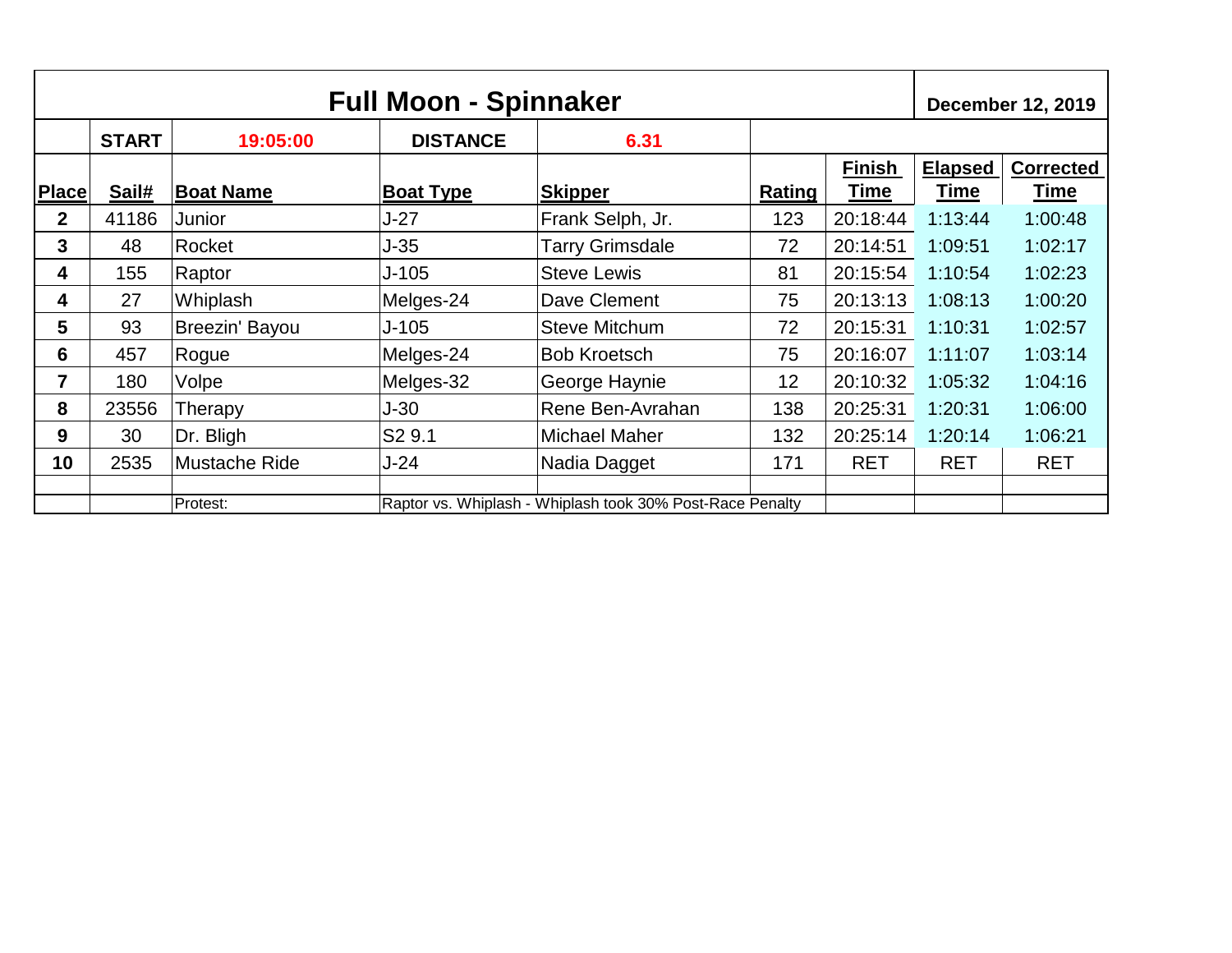# Full Moon - Spinnaker

**December 12, 2019**

| | **START** | **19:05:00** | **DISTANCE** | **6.31** | | | | |
|---|---|---|---|---|---|---|---|---|
| **Place** | **Sail#** | **Boat Name** | **Boat Type** | **Skipper** | **Rating** | **Finish Time** | **Elapsed Time** | **Corrected Time** |
| **2** | 41186 | Junior | J-27 | Frank Selph, Jr. | 123 | 20:18:44 | 1:13:44 | 1:00:48 |
| **3** | 48 | Rocket | J-35 | Tarry Grimsdale | 72 | 20:14:51 | 1:09:51 | 1:02:17 |
| **4** | 155 | Raptor | J-105 | Steve Lewis | 81 | 20:15:54 | 1:10:54 | 1:02:23 |
| **4** | 27 | Whiplash | Melges-24 | Dave Clement | 75 | 20:13:13 | 1:08:13 | 1:00:20 |
| **5** | 93 | Breezin' Bayou | J-105 | Steve Mitchum | 72 | 20:15:31 | 1:10:31 | 1:02:57 |
| **6** | 457 | Rogue | Melges-24 | Bob Kroetsch | 75 | 20:16:07 | 1:11:07 | 1:03:14 |
| **7** | 180 | Volpe | Melges-32 | George Haynie | 12 | 20:10:32 | 1:05:32 | 1:04:16 |
| **8** | 23556 | Therapy | J-30 | Rene Ben-Avrahan | 138 | 20:25:31 | 1:20:31 | 1:06:00 |
| **9** | 30 | Dr. Bligh | S2 9.1 | Michael Maher | 132 | 20:25:14 | 1:20:14 | 1:06:21 |
| **10** | 2535 | Mustache Ride | J-24 | Nadia Dagget | 171 | RET | RET | RET |
| | | | | | | | | |
| | | Protest: | Raptor vs. Whiplash - Whiplash took 30% Post-Race Penalty | | | | | |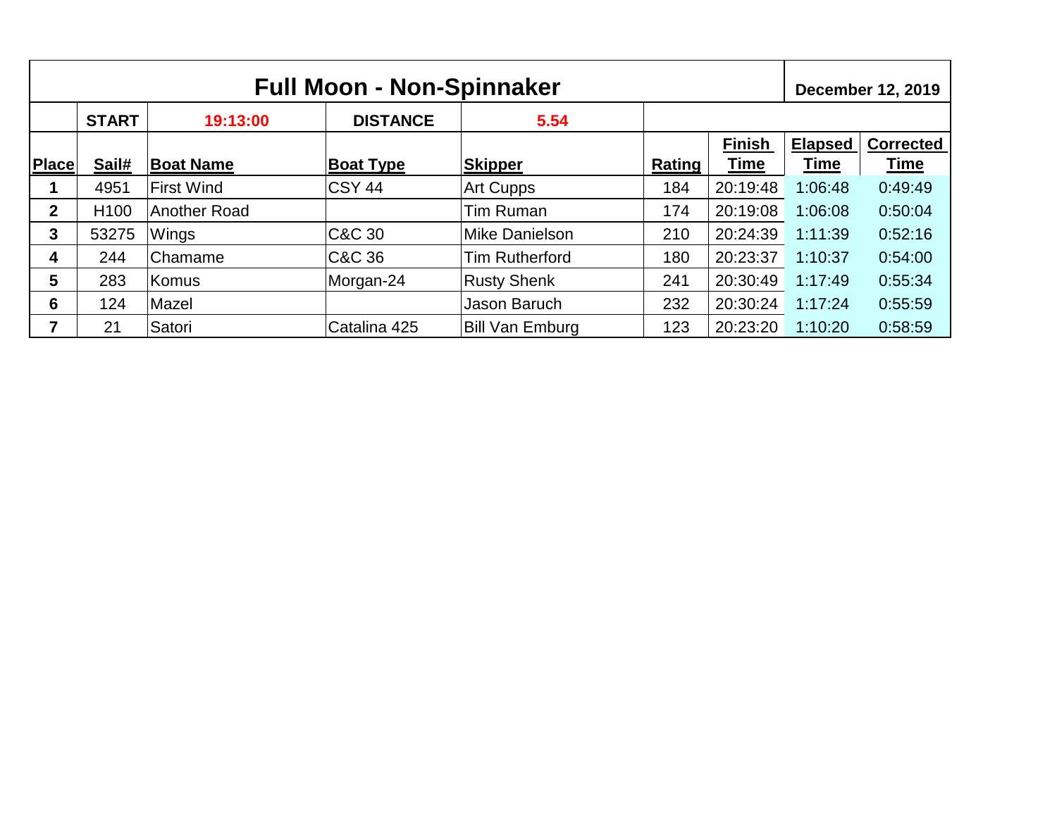| Full Moon - Non-Spinnaker | | | | | | | December 12, 2019 | |
|---|---|---|---|---|---|---|---|---|
| | START | 19:13:00 | DISTANCE | 5.54 | | | | |
| Place | Sail# | Boat Name | Boat Type | Skipper | Rating | Finish Time | Elapsed Time | Corrected Time |
| 1 | 4951 | First Wind | CSY 44 | Art Cupps | 184 | 20:19:48 | 1:06:48 | 0:49:49 |
| 2 | H100 | Another Road | | Tim Ruman | 174 | 20:19:08 | 1:06:08 | 0:50:04 |
| 3 | 53275 | Wings | C&C 30 | Mike Danielson | 210 | 20:24:39 | 1:11:39 | 0:52:16 |
| 4 | 244 | Chamame | C&C 36 | Tim Rutherford | 180 | 20:23:37 | 1:10:37 | 0:54:00 |
| 5 | 283 | Komus | Morgan-24 | Rusty Shenk | 241 | 20:30:49 | 1:17:49 | 0:55:34 |
| 6 | 124 | Mazel | | Jason Baruch | 232 | 20:30:24 | 1:17:24 | 0:55:59 |
| 7 | 21 | Satori | Catalina 425 | Bill Van Emburg | 123 | 20:23:20 | 1:10:20 | 0:58:59 |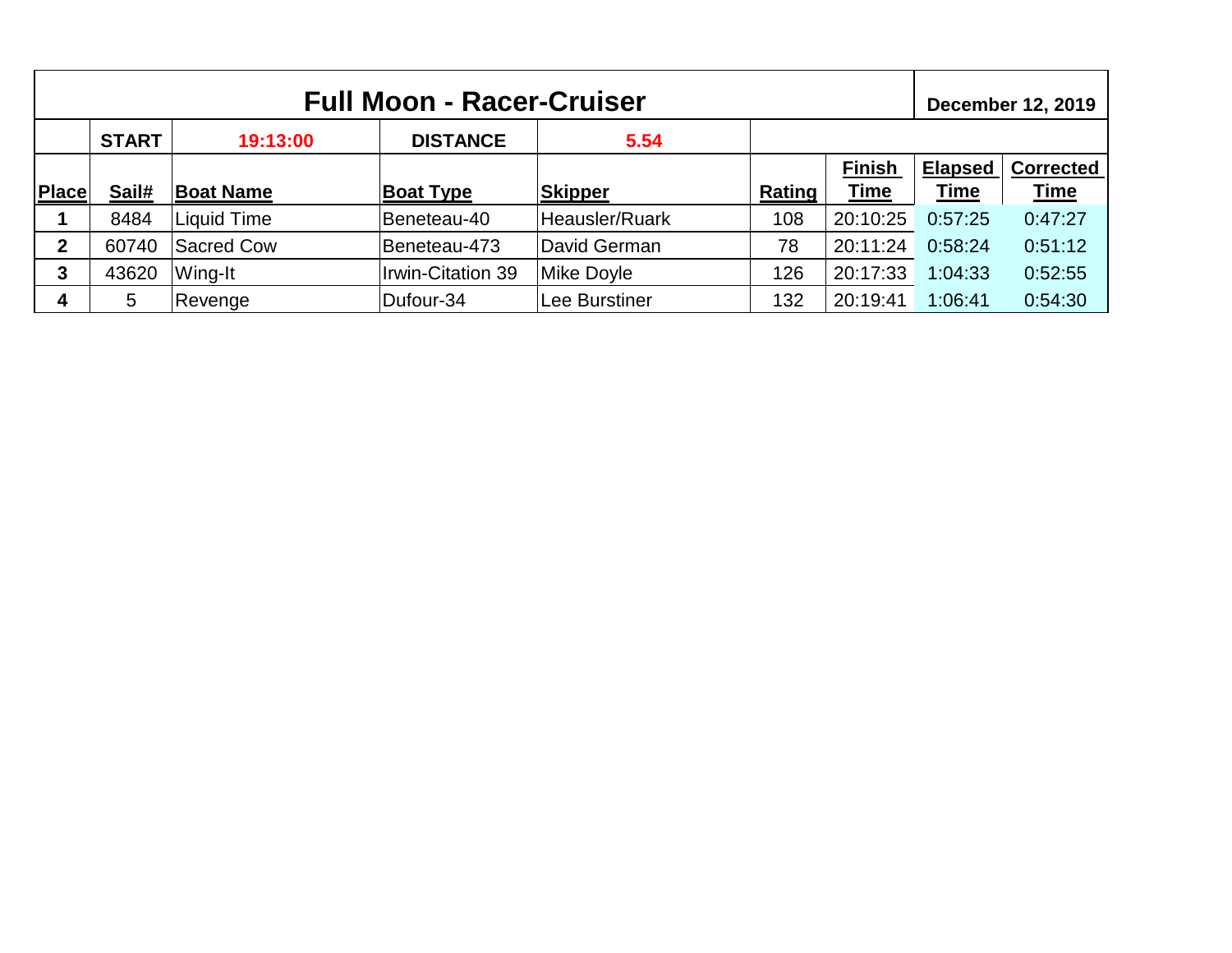# Full Moon - Racer-Cruiser

**December 12, 2019**

| | START | 19:13:00 | DISTANCE | 5.54 | | | | |
|---|---|---|---|---|---|---|---|---|
| **Place** | **Sail#** | **Boat Name** | **Boat Type** | **Skipper** | **Rating** | **Finish Time** | **Elapsed Time** | **Corrected Time** |
| **1** | 8484 | Liquid Time | Beneteau-40 | Heausler/Ruark | 108 | 20:10:25 | 0:57:25 | 0:47:27 |
| **2** | 60740 | Sacred Cow | Beneteau-473 | David German | 78 | 20:11:24 | 0:58:24 | 0:51:12 |
| **3** | 43620 | Wing-It | Irwin-Citation 39 | Mike Doyle | 126 | 20:17:33 | 1:04:33 | 0:52:55 |
| **4** | 5 | Revenge | Dufour-34 | Lee Burstiner | 132 | 20:19:41 | 1:06:41 | 0:54:30 |